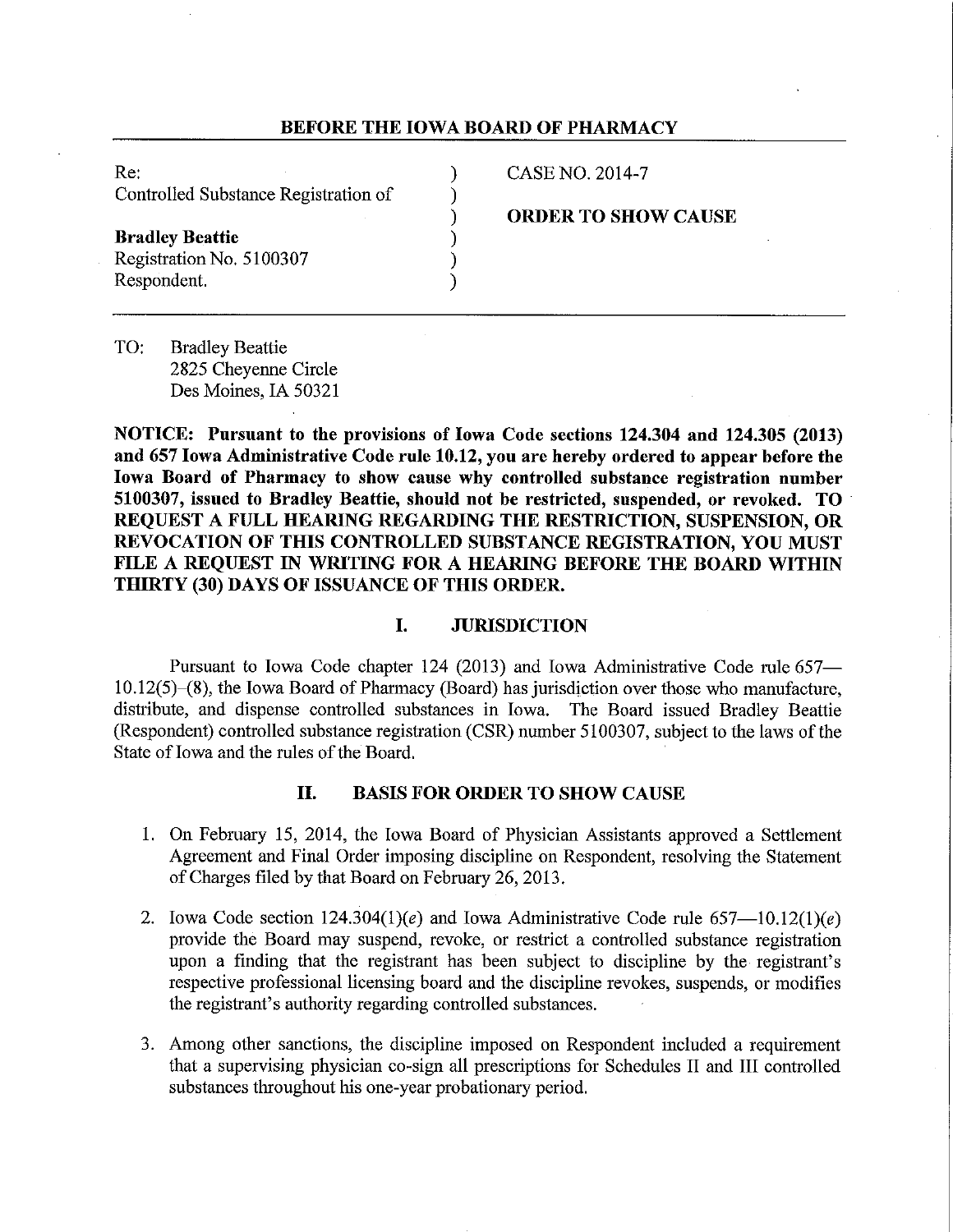**BEFORE THE IOWA BOARD OF PHARMACY**

| | | |
|---|---|---|
| Re: | ) | CASE NO. 2014-7 |
| Controlled Substance Registration of | ) | |
| | ) | **ORDER TO SHOW CAUSE** |
| **Bradley Beattie** | ) | |
| Registration No. 5100307 | ) | |
| Respondent. | ) | |

TO: Bradley Beattie
2825 Cheyenne Circle
Des Moines, IA 50321

**NOTICE: Pursuant to the provisions of Iowa Code sections 124.304 and 124.305 (2013) and 657 Iowa Administrative Code rule 10.12, you are hereby ordered to appear before the Iowa Board of Pharmacy to show cause why controlled substance registration number 5100307, issued to Bradley Beattie, should not be restricted, suspended, or revoked. TO REQUEST A FULL HEARING REGARDING THE RESTRICTION, SUSPENSION, OR REVOCATION OF THIS CONTROLLED SUBSTANCE REGISTRATION, YOU MUST FILE A REQUEST IN WRITING FOR A HEARING BEFORE THE BOARD WITHIN THIRTY (30) DAYS OF ISSUANCE OF THIS ORDER.**

## I. JURISDICTION

Pursuant to Iowa Code chapter 124 (2013) and Iowa Administrative Code rule 657—10.12(5)–(8), the Iowa Board of Pharmacy (Board) has jurisdiction over those who manufacture, distribute, and dispense controlled substances in Iowa. The Board issued Bradley Beattie (Respondent) controlled substance registration (CSR) number 5100307, subject to the laws of the State of Iowa and the rules of the Board.

## II. BASIS FOR ORDER TO SHOW CAUSE

1. On February 15, 2014, the Iowa Board of Physician Assistants approved a Settlement Agreement and Final Order imposing discipline on Respondent, resolving the Statement of Charges filed by that Board on February 26, 2013.

2. Iowa Code section 124.304(1)(*e*) and Iowa Administrative Code rule 657—10.12(1)(*e*) provide the Board may suspend, revoke, or restrict a controlled substance registration upon a finding that the registrant has been subject to discipline by the registrant's respective professional licensing board and the discipline revokes, suspends, or modifies the registrant's authority regarding controlled substances.

3. Among other sanctions, the discipline imposed on Respondent included a requirement that a supervising physician co-sign all prescriptions for Schedules II and III controlled substances throughout his one-year probationary period.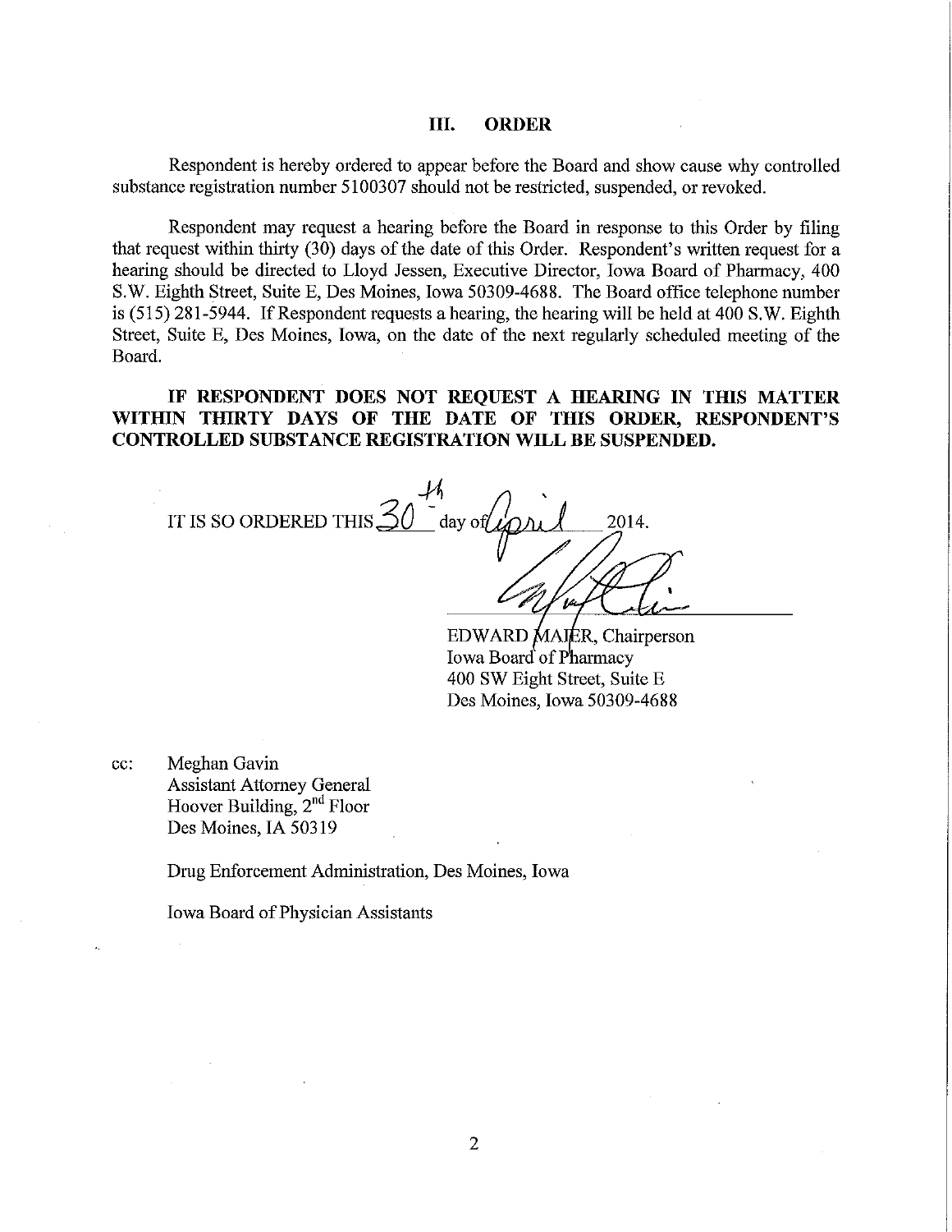## III. ORDER

Respondent is hereby ordered to appear before the Board and show cause why controlled substance registration number 5100307 should not be restricted, suspended, or revoked.

Respondent may request a hearing before the Board in response to this Order by filing that request within thirty (30) days of the date of this Order. Respondent's written request for a hearing should be directed to Lloyd Jessen, Executive Director, Iowa Board of Pharmacy, 400 S.W. Eighth Street, Suite E, Des Moines, Iowa 50309-4688. The Board office telephone number is (515) 281-5944. If Respondent requests a hearing, the hearing will be held at 400 S.W. Eighth Street, Suite E, Des Moines, Iowa, on the date of the next regularly scheduled meeting of the Board.

**IF RESPONDENT DOES NOT REQUEST A HEARING IN THIS MATTER WITHIN THIRTY DAYS OF THE DATE OF THIS ORDER, RESPONDENT'S CONTROLLED SUBSTANCE REGISTRATION WILL BE SUSPENDED.**

IT IS SO ORDERED THIS 30th day of April 2014.

EDWARD MAIER, Chairperson
Iowa Board of Pharmacy
400 SW Eight Street, Suite E
Des Moines, Iowa 50309-4688

cc: Meghan Gavin
Assistant Attorney General
Hoover Building, 2nd Floor
Des Moines, IA 50319

Drug Enforcement Administration, Des Moines, Iowa

Iowa Board of Physician Assistants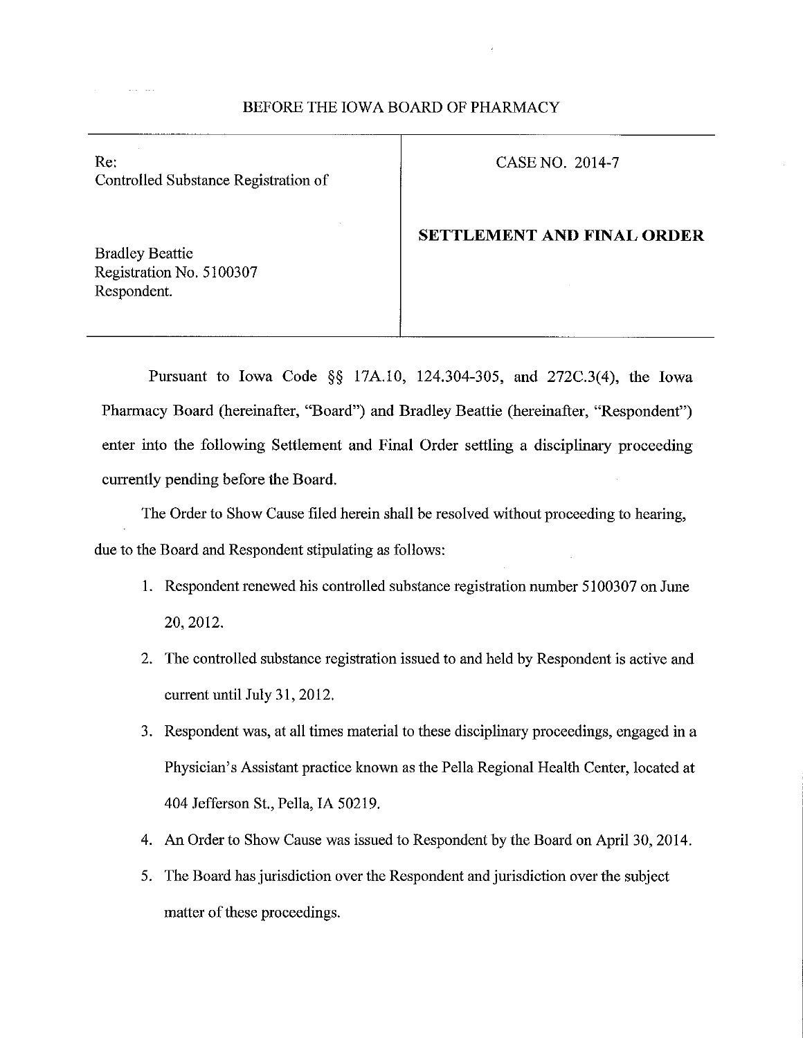BEFORE THE IOWA BOARD OF PHARMACY

| Re: Controlled Substance Registration of<br><br>Bradley Beattie<br>Registration No. 5100307<br>Respondent. | CASE NO. 2014-7<br><br>**SETTLEMENT AND FINAL ORDER** |
|---|---|

Pursuant to Iowa Code §§ 17A.10, 124.304-305, and 272C.3(4), the Iowa Pharmacy Board (hereinafter, "Board") and Bradley Beattie (hereinafter, "Respondent") enter into the following Settlement and Final Order settling a disciplinary proceeding currently pending before the Board.

The Order to Show Cause filed herein shall be resolved without proceeding to hearing, due to the Board and Respondent stipulating as follows:

1. Respondent renewed his controlled substance registration number 5100307 on June 20, 2012.
2. The controlled substance registration issued to and held by Respondent is active and current until July 31, 2012.
3. Respondent was, at all times material to these disciplinary proceedings, engaged in a Physician's Assistant practice known as the Pella Regional Health Center, located at 404 Jefferson St., Pella, IA 50219.
4. An Order to Show Cause was issued to Respondent by the Board on April 30, 2014.
5. The Board has jurisdiction over the Respondent and jurisdiction over the subject matter of these proceedings.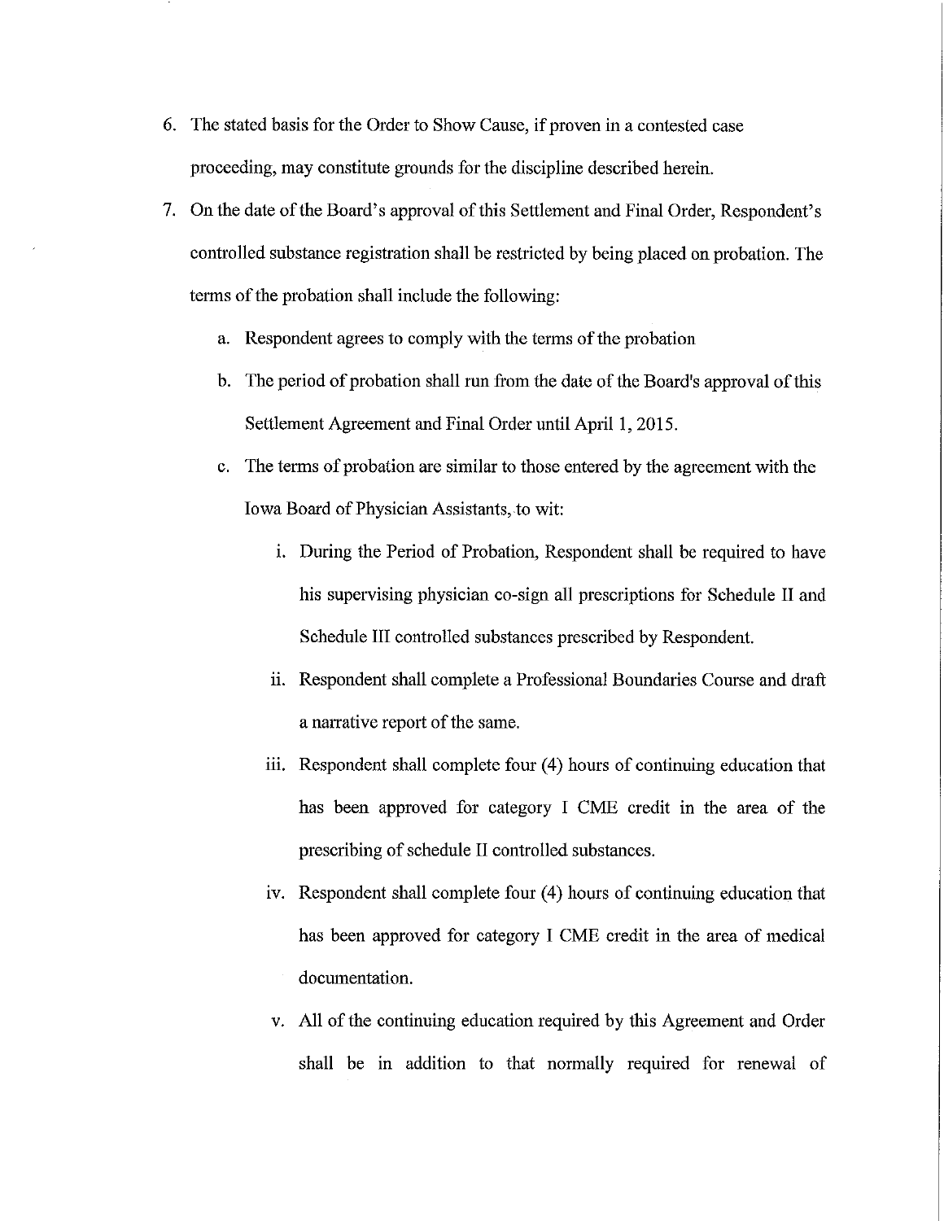6. The stated basis for the Order to Show Cause, if proven in a contested case proceeding, may constitute grounds for the discipline described herein.

7. On the date of the Board's approval of this Settlement and Final Order, Respondent's controlled substance registration shall be restricted by being placed on probation. The terms of the probation shall include the following:

   a. Respondent agrees to comply with the terms of the probation

   b. The period of probation shall run from the date of the Board's approval of this Settlement Agreement and Final Order until April 1, 2015.

   c. The terms of probation are similar to those entered by the agreement with the Iowa Board of Physician Assistants, to wit:

      i. During the Period of Probation, Respondent shall be required to have his supervising physician co-sign all prescriptions for Schedule II and Schedule III controlled substances prescribed by Respondent.

      ii. Respondent shall complete a Professional Boundaries Course and draft a narrative report of the same.

      iii. Respondent shall complete four (4) hours of continuing education that has been approved for category I CME credit in the area of the prescribing of schedule II controlled substances.

      iv. Respondent shall complete four (4) hours of continuing education that has been approved for category I CME credit in the area of medical documentation.

      v. All of the continuing education required by this Agreement and Order shall be in addition to that normally required for renewal of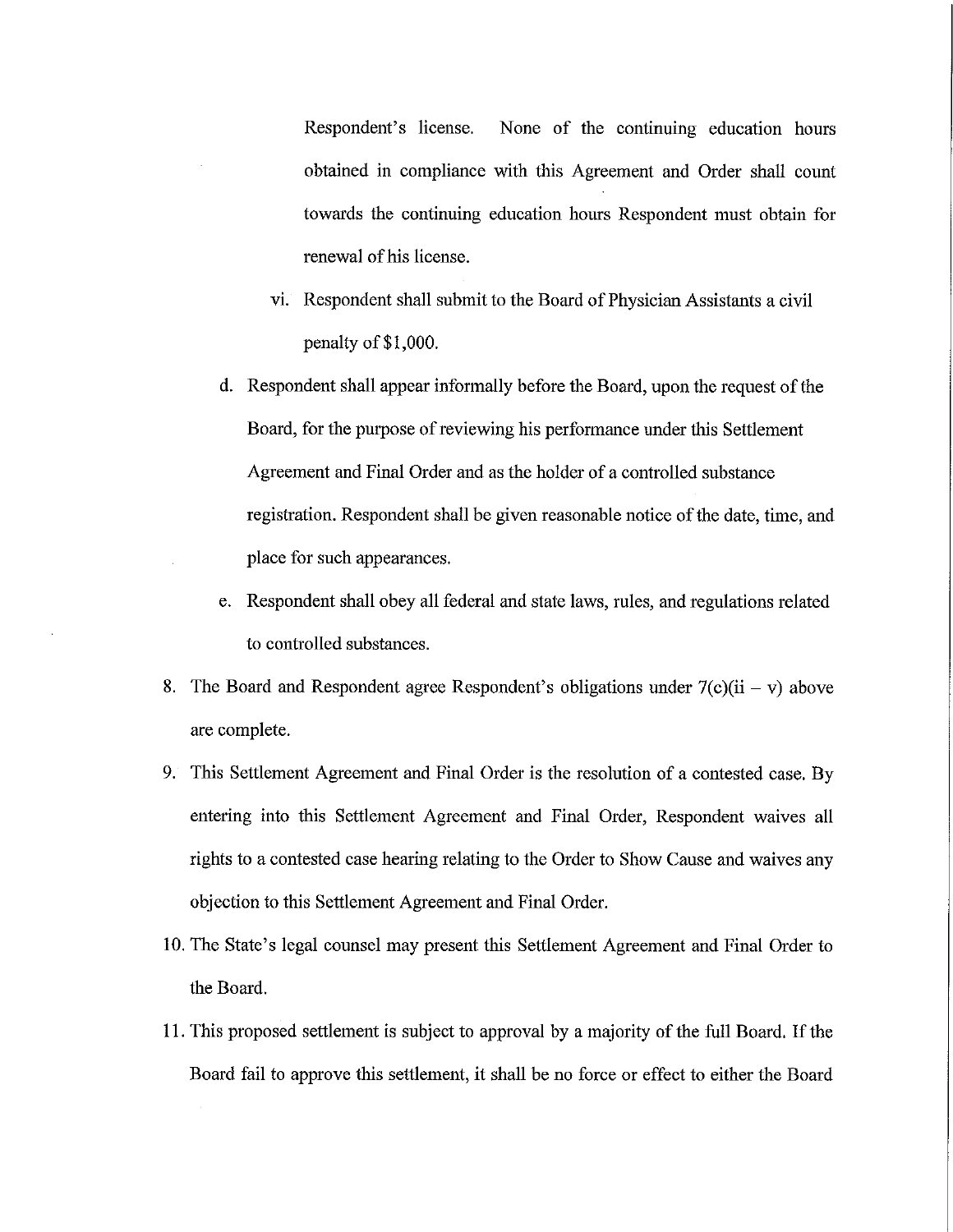Respondent's license. None of the continuing education hours obtained in compliance with this Agreement and Order shall count towards the continuing education hours Respondent must obtain for renewal of his license.

vi. Respondent shall submit to the Board of Physician Assistants a civil penalty of $1,000.

d. Respondent shall appear informally before the Board, upon the request of the Board, for the purpose of reviewing his performance under this Settlement Agreement and Final Order and as the holder of a controlled substance registration. Respondent shall be given reasonable notice of the date, time, and place for such appearances.

e. Respondent shall obey all federal and state laws, rules, and regulations related to controlled substances.

8. The Board and Respondent agree Respondent's obligations under 7(c)(ii – v) above are complete.

9. This Settlement Agreement and Final Order is the resolution of a contested case. By entering into this Settlement Agreement and Final Order, Respondent waives all rights to a contested case hearing relating to the Order to Show Cause and waives any objection to this Settlement Agreement and Final Order.

10. The State's legal counsel may present this Settlement Agreement and Final Order to the Board.

11. This proposed settlement is subject to approval by a majority of the full Board. If the Board fail to approve this settlement, it shall be no force or effect to either the Board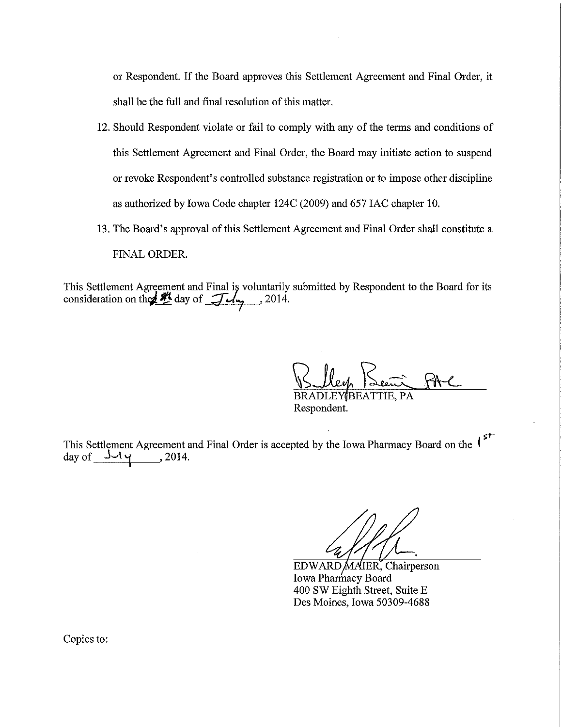or Respondent. If the Board approves this Settlement Agreement and Final Order, it shall be the full and final resolution of this matter.

12. Should Respondent violate or fail to comply with any of the terms and conditions of this Settlement Agreement and Final Order, the Board may initiate action to suspend or revoke Respondent's controlled substance registration or to impose other discipline as authorized by Iowa Code chapter 124C (2009) and 657 IAC chapter 10.

13. The Board's approval of this Settlement Agreement and Final Order shall constitute a FINAL ORDER.

This Settlement Agreement and Final is voluntarily submitted by Respondent to the Board for its consideration on the 1st day of July, 2014.

BRADLEY BEATTIE, PA
Respondent.

This Settlement Agreement and Final Order is accepted by the Iowa Pharmacy Board on the 1st day of July, 2014.

EDWARD MAIER, Chairperson
Iowa Pharmacy Board
400 SW Eighth Street, Suite E
Des Moines, Iowa 50309-4688

Copies to: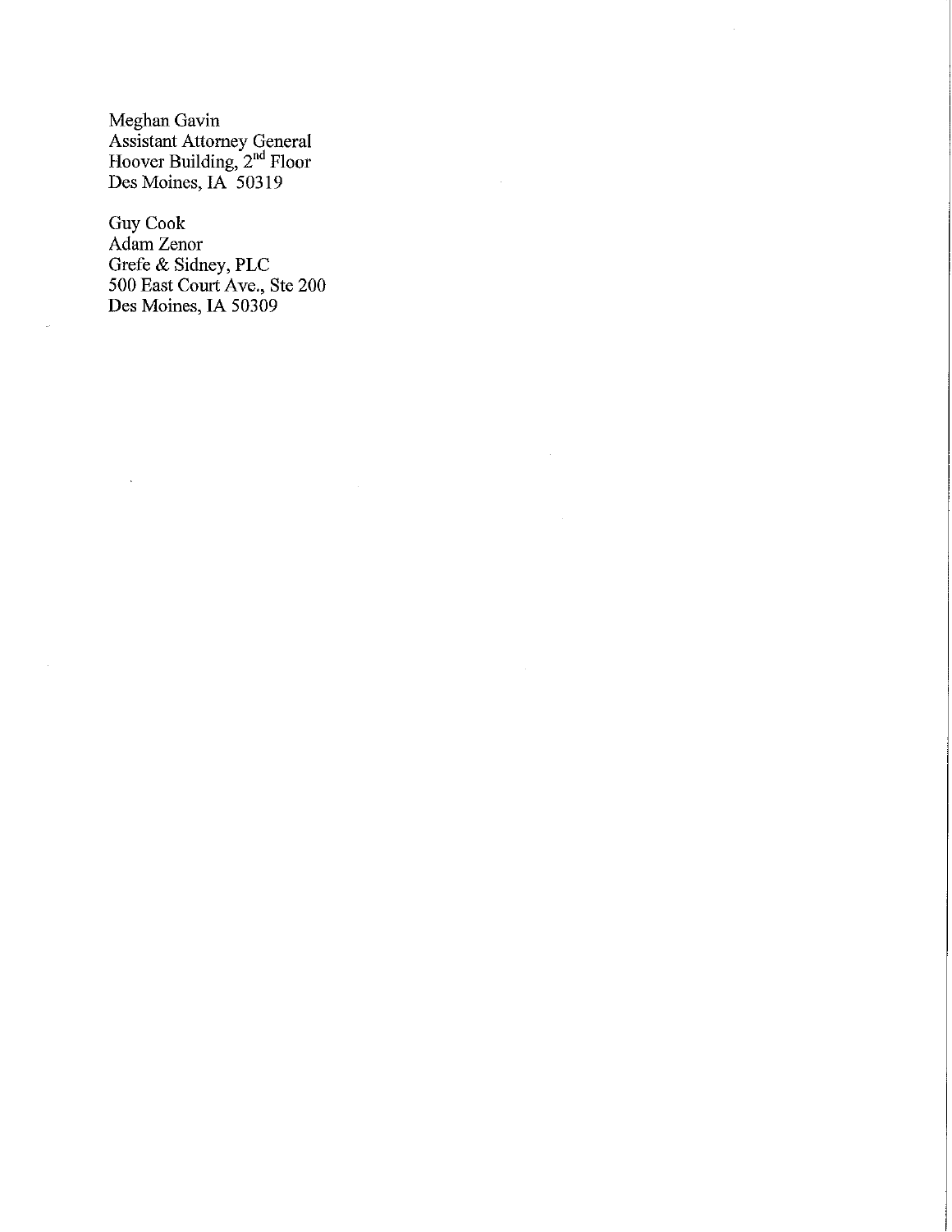Meghan Gavin
Assistant Attorney General
Hoover Building, 2nd Floor
Des Moines, IA 50319

Guy Cook
Adam Zenor
Grefe & Sidney, PLC
500 East Court Ave., Ste 200
Des Moines, IA 50309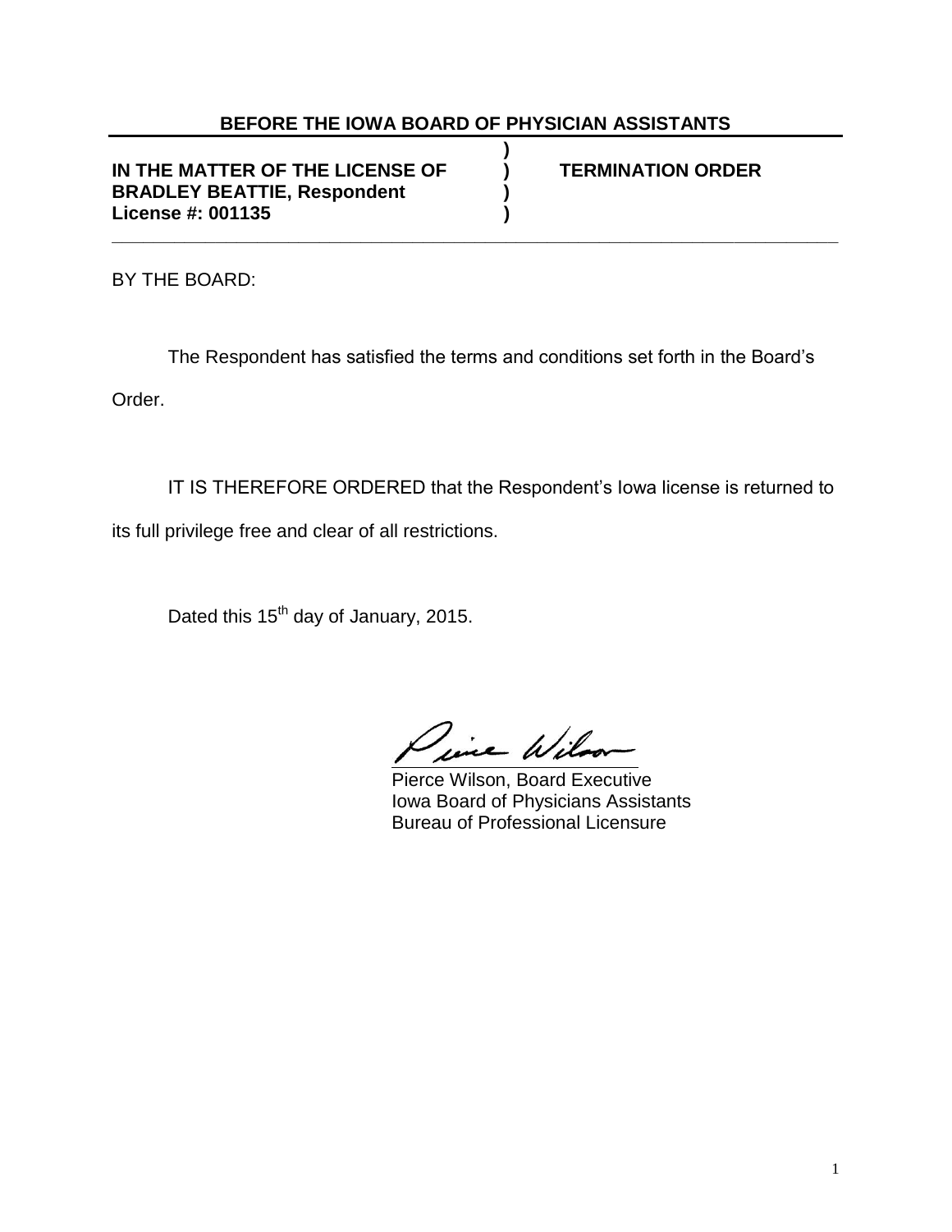**BEFORE THE IOWA BOARD OF PHYSICIAN ASSISTANTS**

| | | |
|---|---|---|
| **IN THE MATTER OF THE LICENSE OF** | **)** | **TERMINATION ORDER** |
| **BRADLEY BEATTIE, Respondent** | **)** | |
| **License #: 001135** | **)** | |

BY THE BOARD:

The Respondent has satisfied the terms and conditions set forth in the Board's Order.

IT IS THEREFORE ORDERED that the Respondent's Iowa license is returned to its full privilege free and clear of all restrictions.

Dated this 15th day of January, 2015.

Pierce Wilson, Board Executive
Iowa Board of Physicians Assistants
Bureau of Professional Licensure